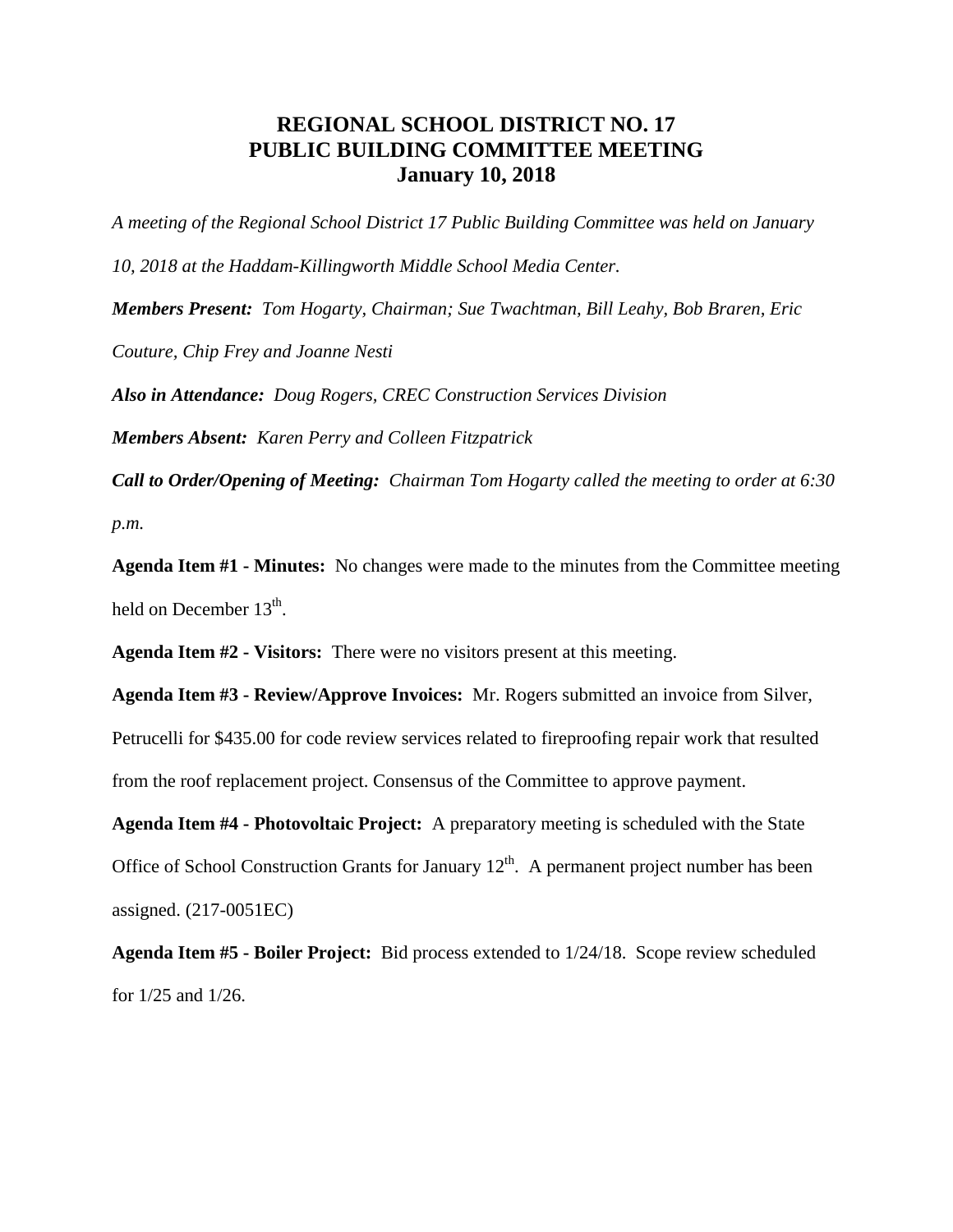# REGIONAL SCHOOL DISTRICT NO. 17
# PUBLIC BUILDING COMMITTEE MEETING
# January 10, 2018

*A meeting of the Regional School District 17 Public Building Committee was held on January 10, 2018 at the Haddam-Killingworth Middle School Media Center.*

***Members Present:*** *Tom Hogarty, Chairman; Sue Twachtman, Bill Leahy, Bob Braren, Eric Couture, Chip Frey and Joanne Nesti*

***Also in Attendance:*** *Doug Rogers, CREC Construction Services Division*

***Members Absent:*** *Karen Perry and Colleen Fitzpatrick*

***Call to Order/Opening of Meeting:*** *Chairman Tom Hogarty called the meeting to order at 6:30 p.m.*

**Agenda Item #1 - Minutes:** No changes were made to the minutes from the Committee meeting held on December 13th.

**Agenda Item #2 - Visitors:** There were no visitors present at this meeting.

**Agenda Item #3 - Review/Approve Invoices:** Mr. Rogers submitted an invoice from Silver, Petrucelli for $435.00 for code review services related to fireproofing repair work that resulted from the roof replacement project. Consensus of the Committee to approve payment.

**Agenda Item #4 - Photovoltaic Project:** A preparatory meeting is scheduled with the State Office of School Construction Grants for January 12th. A permanent project number has been assigned. (217-0051EC)

**Agenda Item #5 - Boiler Project:** Bid process extended to 1/24/18. Scope review scheduled for 1/25 and 1/26.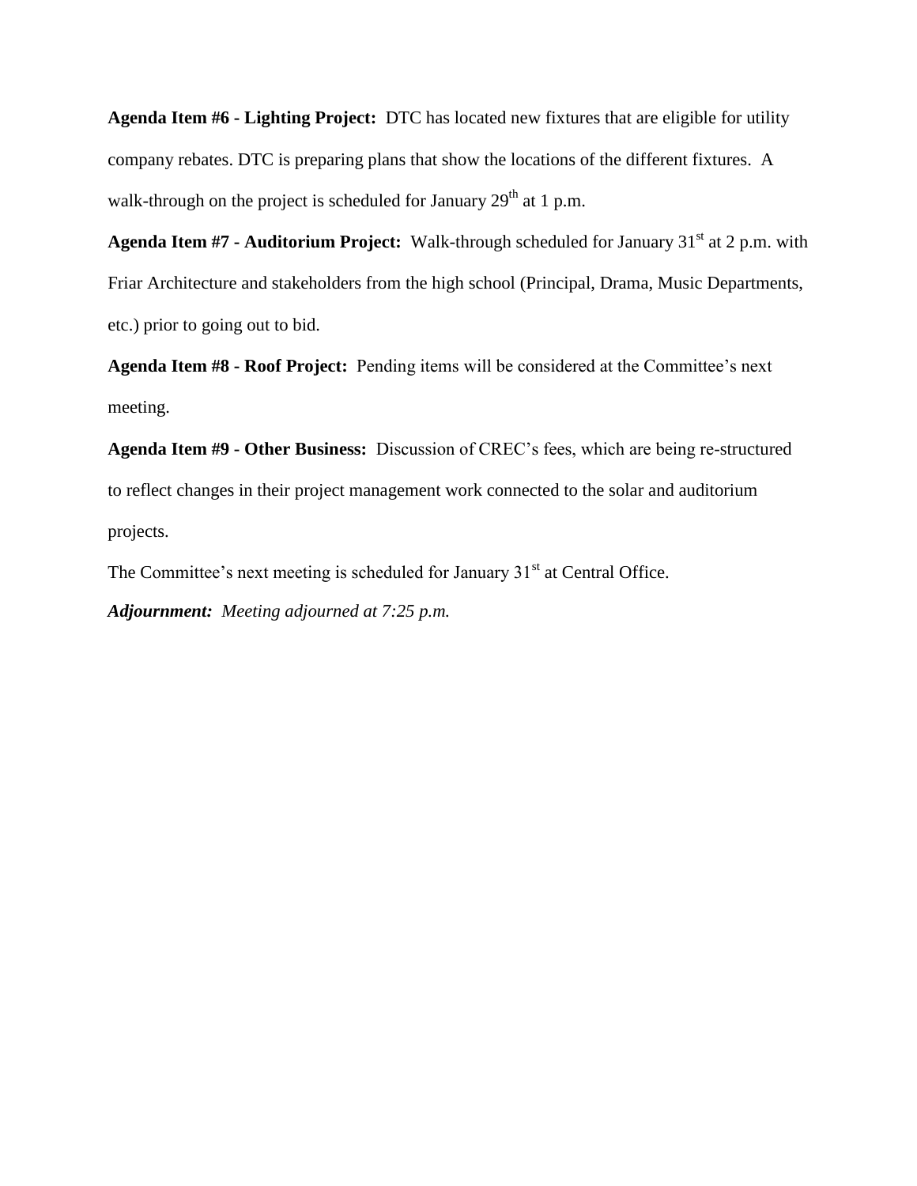**Agenda Item #6 - Lighting Project:** DTC has located new fixtures that are eligible for utility company rebates. DTC is preparing plans that show the locations of the different fixtures. A walk-through on the project is scheduled for January 29th at 1 p.m.

**Agenda Item #7 - Auditorium Project:** Walk-through scheduled for January 31st at 2 p.m. with Friar Architecture and stakeholders from the high school (Principal, Drama, Music Departments, etc.) prior to going out to bid.

**Agenda Item #8 - Roof Project:** Pending items will be considered at the Committee's next meeting.

**Agenda Item #9 - Other Business:** Discussion of CREC's fees, which are being re-structured to reflect changes in their project management work connected to the solar and auditorium projects.

The Committee's next meeting is scheduled for January 31st at Central Office.

***Adjournment:*** *Meeting adjourned at 7:25 p.m.*